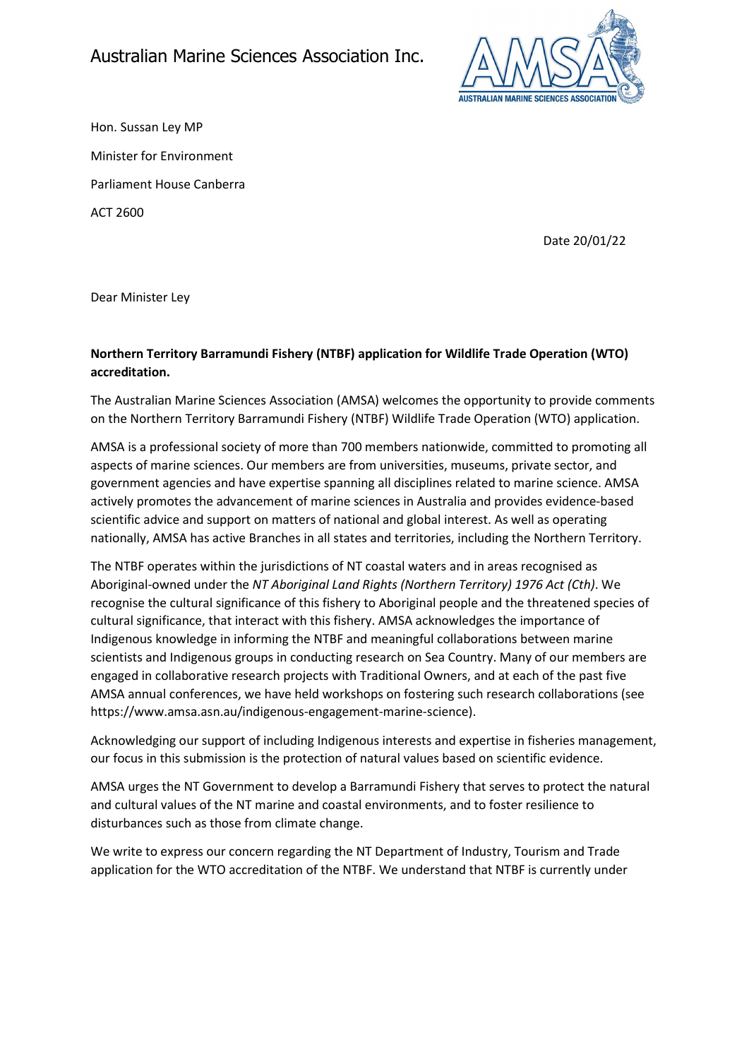Australian Marine Sciences Association Inc.

Hon. Sussan Ley MP

Minister for Environment

Parliament House Canberra

ACT 2600

Date 20/01/22

Dear Minister Ley

**Northern Territory Barramundi Fishery (NTBF) application for Wildlife Trade Operation (WTO) accreditation.**

The Australian Marine Sciences Association (AMSA) welcomes the opportunity to provide comments on the Northern Territory Barramundi Fishery (NTBF) Wildlife Trade Operation (WTO) application.

AMSA is a professional society of more than 700 members nationwide, committed to promoting all aspects of marine sciences. Our members are from universities, museums, private sector, and government agencies and have expertise spanning all disciplines related to marine science. AMSA actively promotes the advancement of marine sciences in Australia and provides evidence-based scientific advice and support on matters of national and global interest. As well as operating nationally, AMSA has active Branches in all states and territories, including the Northern Territory.

The NTBF operates within the jurisdictions of NT coastal waters and in areas recognised as Aboriginal-owned under the *NT Aboriginal Land Rights (Northern Territory) 1976 Act (Cth)*. We recognise the cultural significance of this fishery to Aboriginal people and the threatened species of cultural significance, that interact with this fishery. AMSA acknowledges the importance of Indigenous knowledge in informing the NTBF and meaningful collaborations between marine scientists and Indigenous groups in conducting research on Sea Country. Many of our members are engaged in collaborative research projects with Traditional Owners, and at each of the past five AMSA annual conferences, we have held workshops on fostering such research collaborations (see https://www.amsa.asn.au/indigenous-engagement-marine-science).

Acknowledging our support of including Indigenous interests and expertise in fisheries management, our focus in this submission is the protection of natural values based on scientific evidence.

AMSA urges the NT Government to develop a Barramundi Fishery that serves to protect the natural and cultural values of the NT marine and coastal environments, and to foster resilience to disturbances such as those from climate change.

We write to express our concern regarding the NT Department of Industry, Tourism and Trade application for the WTO accreditation of the NTBF. We understand that NTBF is currently under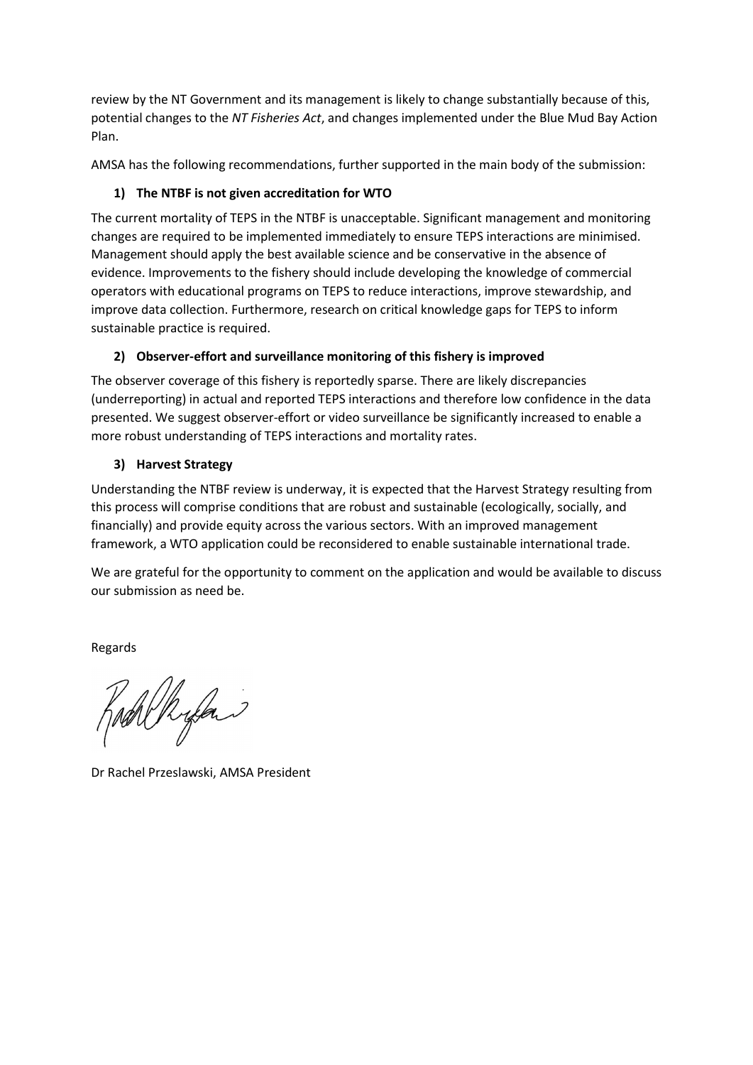review by the NT Government and its management is likely to change substantially because of this, potential changes to the *NT Fisheries Act*, and changes implemented under the Blue Mud Bay Action Plan.

AMSA has the following recommendations, further supported in the main body of the submission:

**1) The NTBF is not given accreditation for WTO**

The current mortality of TEPS in the NTBF is unacceptable. Significant management and monitoring changes are required to be implemented immediately to ensure TEPS interactions are minimised. Management should apply the best available science and be conservative in the absence of evidence. Improvements to the fishery should include developing the knowledge of commercial operators with educational programs on TEPS to reduce interactions, improve stewardship, and improve data collection. Furthermore, research on critical knowledge gaps for TEPS to inform sustainable practice is required.

**2) Observer-effort and surveillance monitoring of this fishery is improved**

The observer coverage of this fishery is reportedly sparse. There are likely discrepancies (underreporting) in actual and reported TEPS interactions and therefore low confidence in the data presented. We suggest observer-effort or video surveillance be significantly increased to enable a more robust understanding of TEPS interactions and mortality rates.

**3) Harvest Strategy**

Understanding the NTBF review is underway, it is expected that the Harvest Strategy resulting from this process will comprise conditions that are robust and sustainable (ecologically, socially, and financially) and provide equity across the various sectors. With an improved management framework, a WTO application could be reconsidered to enable sustainable international trade.

We are grateful for the opportunity to comment on the application and would be available to discuss our submission as need be.

Regards

Dr Rachel Przeslawski, AMSA President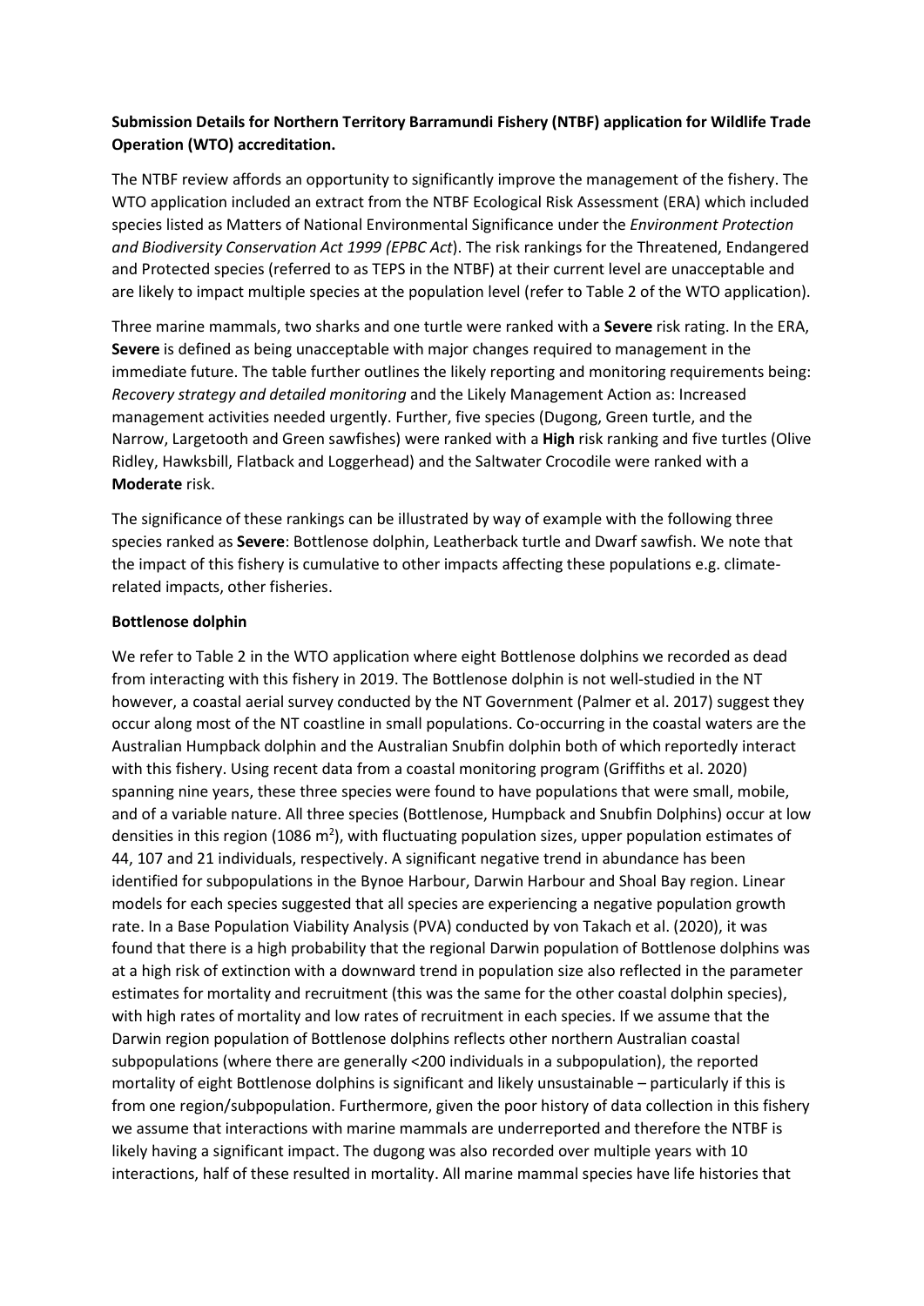**Submission Details for Northern Territory Barramundi Fishery (NTBF) application for Wildlife Trade Operation (WTO) accreditation.**

The NTBF review affords an opportunity to significantly improve the management of the fishery. The WTO application included an extract from the NTBF Ecological Risk Assessment (ERA) which included species listed as Matters of National Environmental Significance under the *Environment Protection and Biodiversity Conservation Act 1999 (EPBC Act*). The risk rankings for the Threatened, Endangered and Protected species (referred to as TEPS in the NTBF) at their current level are unacceptable and are likely to impact multiple species at the population level (refer to Table 2 of the WTO application).

Three marine mammals, two sharks and one turtle were ranked with a **Severe** risk rating. In the ERA, **Severe** is defined as being unacceptable with major changes required to management in the immediate future. The table further outlines the likely reporting and monitoring requirements being: *Recovery strategy and detailed monitoring* and the Likely Management Action as: Increased management activities needed urgently. Further, five species (Dugong, Green turtle, and the Narrow, Largetooth and Green sawfishes) were ranked with a **High** risk ranking and five turtles (Olive Ridley, Hawksbill, Flatback and Loggerhead) and the Saltwater Crocodile were ranked with a **Moderate** risk.

The significance of these rankings can be illustrated by way of example with the following three species ranked as **Severe**: Bottlenose dolphin, Leatherback turtle and Dwarf sawfish. We note that the impact of this fishery is cumulative to other impacts affecting these populations e.g. climate-related impacts, other fisheries.

**Bottlenose dolphin**

We refer to Table 2 in the WTO application where eight Bottlenose dolphins we recorded as dead from interacting with this fishery in 2019. The Bottlenose dolphin is not well-studied in the NT however, a coastal aerial survey conducted by the NT Government (Palmer et al. 2017) suggest they occur along most of the NT coastline in small populations. Co-occurring in the coastal waters are the Australian Humpback dolphin and the Australian Snubfin dolphin both of which reportedly interact with this fishery. Using recent data from a coastal monitoring program (Griffiths et al. 2020) spanning nine years, these three species were found to have populations that were small, mobile, and of a variable nature. All three species (Bottlenose, Humpback and Snubfin Dolphins) occur at low densities in this region (1086 $m^2$), with fluctuating population sizes, upper population estimates of 44, 107 and 21 individuals, respectively. A significant negative trend in abundance has been identified for subpopulations in the Bynoe Harbour, Darwin Harbour and Shoal Bay region. Linear models for each species suggested that all species are experiencing a negative population growth rate. In a Base Population Viability Analysis (PVA) conducted by von Takach et al. (2020), it was found that there is a high probability that the regional Darwin population of Bottlenose dolphins was at a high risk of extinction with a downward trend in population size also reflected in the parameter estimates for mortality and recruitment (this was the same for the other coastal dolphin species), with high rates of mortality and low rates of recruitment in each species. If we assume that the Darwin region population of Bottlenose dolphins reflects other northern Australian coastal subpopulations (where there are generally <200 individuals in a subpopulation), the reported mortality of eight Bottlenose dolphins is significant and likely unsustainable – particularly if this is from one region/subpopulation. Furthermore, given the poor history of data collection in this fishery we assume that interactions with marine mammals are underreported and therefore the NTBF is likely having a significant impact. The dugong was also recorded over multiple years with 10 interactions, half of these resulted in mortality. All marine mammal species have life histories that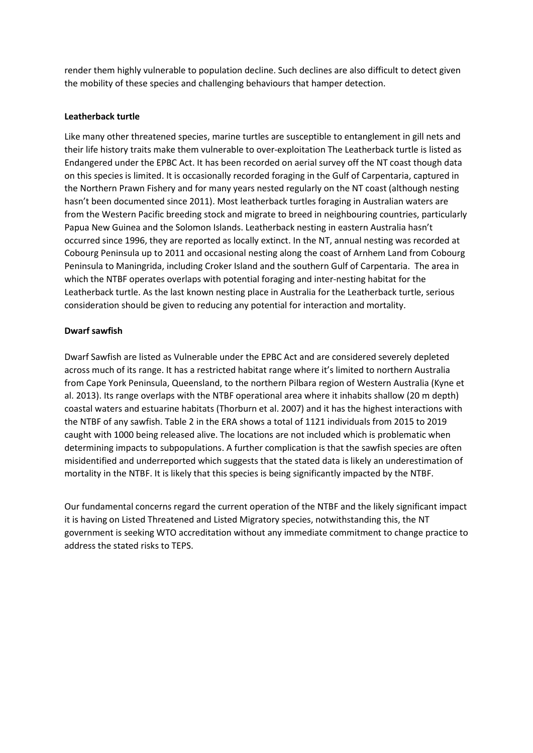render them highly vulnerable to population decline. Such declines are also difficult to detect given the mobility of these species and challenging behaviours that hamper detection.

**Leatherback turtle**

Like many other threatened species, marine turtles are susceptible to entanglement in gill nets and their life history traits make them vulnerable to over-exploitation The Leatherback turtle is listed as Endangered under the EPBC Act. It has been recorded on aerial survey off the NT coast though data on this species is limited. It is occasionally recorded foraging in the Gulf of Carpentaria, captured in the Northern Prawn Fishery and for many years nested regularly on the NT coast (although nesting hasn't been documented since 2011). Most leatherback turtles foraging in Australian waters are from the Western Pacific breeding stock and migrate to breed in neighbouring countries, particularly Papua New Guinea and the Solomon Islands. Leatherback nesting in eastern Australia hasn't occurred since 1996, they are reported as locally extinct. In the NT, annual nesting was recorded at Cobourg Peninsula up to 2011 and occasional nesting along the coast of Arnhem Land from Cobourg Peninsula to Maningrida, including Croker Island and the southern Gulf of Carpentaria. The area in which the NTBF operates overlaps with potential foraging and inter-nesting habitat for the Leatherback turtle. As the last known nesting place in Australia for the Leatherback turtle, serious consideration should be given to reducing any potential for interaction and mortality.

**Dwarf sawfish**

Dwarf Sawfish are listed as Vulnerable under the EPBC Act and are considered severely depleted across much of its range. It has a restricted habitat range where it's limited to northern Australia from Cape York Peninsula, Queensland, to the northern Pilbara region of Western Australia (Kyne et al. 2013). Its range overlaps with the NTBF operational area where it inhabits shallow (20 m depth) coastal waters and estuarine habitats (Thorburn et al. 2007) and it has the highest interactions with the NTBF of any sawfish. Table 2 in the ERA shows a total of 1121 individuals from 2015 to 2019 caught with 1000 being released alive. The locations are not included which is problematic when determining impacts to subpopulations. A further complication is that the sawfish species are often misidentified and underreported which suggests that the stated data is likely an underestimation of mortality in the NTBF. It is likely that this species is being significantly impacted by the NTBF.

Our fundamental concerns regard the current operation of the NTBF and the likely significant impact it is having on Listed Threatened and Listed Migratory species, notwithstanding this, the NT government is seeking WTO accreditation without any immediate commitment to change practice to address the stated risks to TEPS.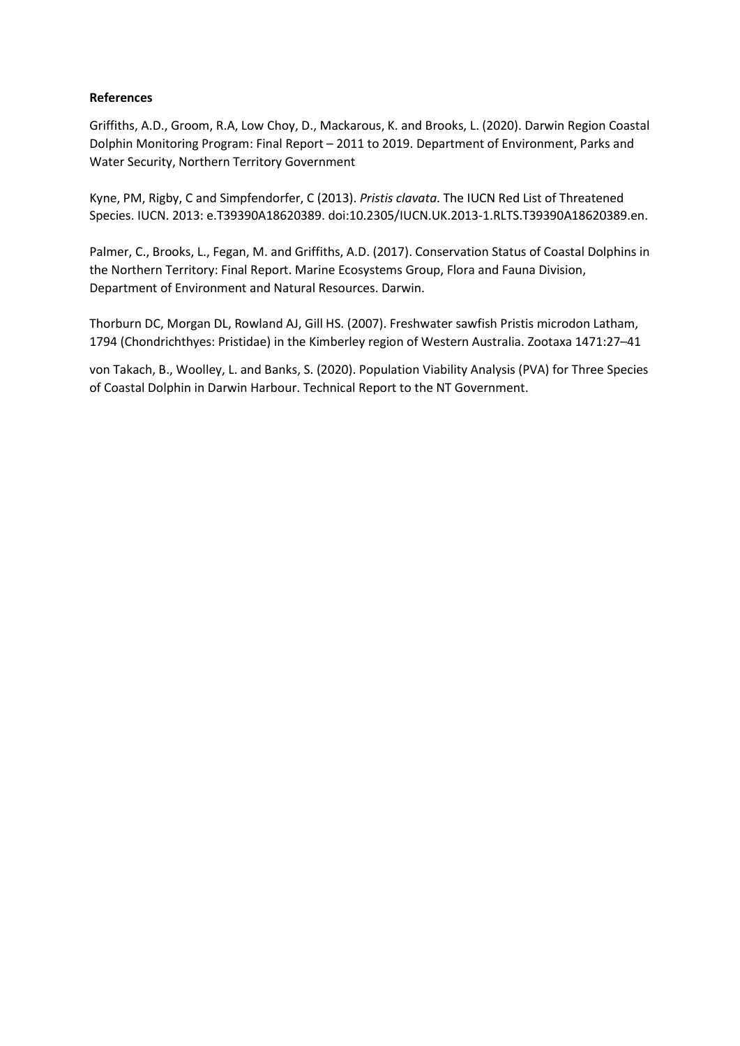**References**

Griffiths, A.D., Groom, R.A, Low Choy, D., Mackarous, K. and Brooks, L. (2020). Darwin Region Coastal Dolphin Monitoring Program: Final Report – 2011 to 2019. Department of Environment, Parks and Water Security, Northern Territory Government

Kyne, PM, Rigby, C and Simpfendorfer, C (2013). *Pristis clavata*. The IUCN Red List of Threatened Species. IUCN. 2013: e.T39390A18620389. doi:10.2305/IUCN.UK.2013-1.RLTS.T39390A18620389.en.

Palmer, C., Brooks, L., Fegan, M. and Griffiths, A.D. (2017). Conservation Status of Coastal Dolphins in the Northern Territory: Final Report. Marine Ecosystems Group, Flora and Fauna Division, Department of Environment and Natural Resources. Darwin.

Thorburn DC, Morgan DL, Rowland AJ, Gill HS. (2007). Freshwater sawfish Pristis microdon Latham, 1794 (Chondrichthyes: Pristidae) in the Kimberley region of Western Australia. Zootaxa 1471:27–41

von Takach, B., Woolley, L. and Banks, S. (2020). Population Viability Analysis (PVA) for Three Species of Coastal Dolphin in Darwin Harbour. Technical Report to the NT Government.